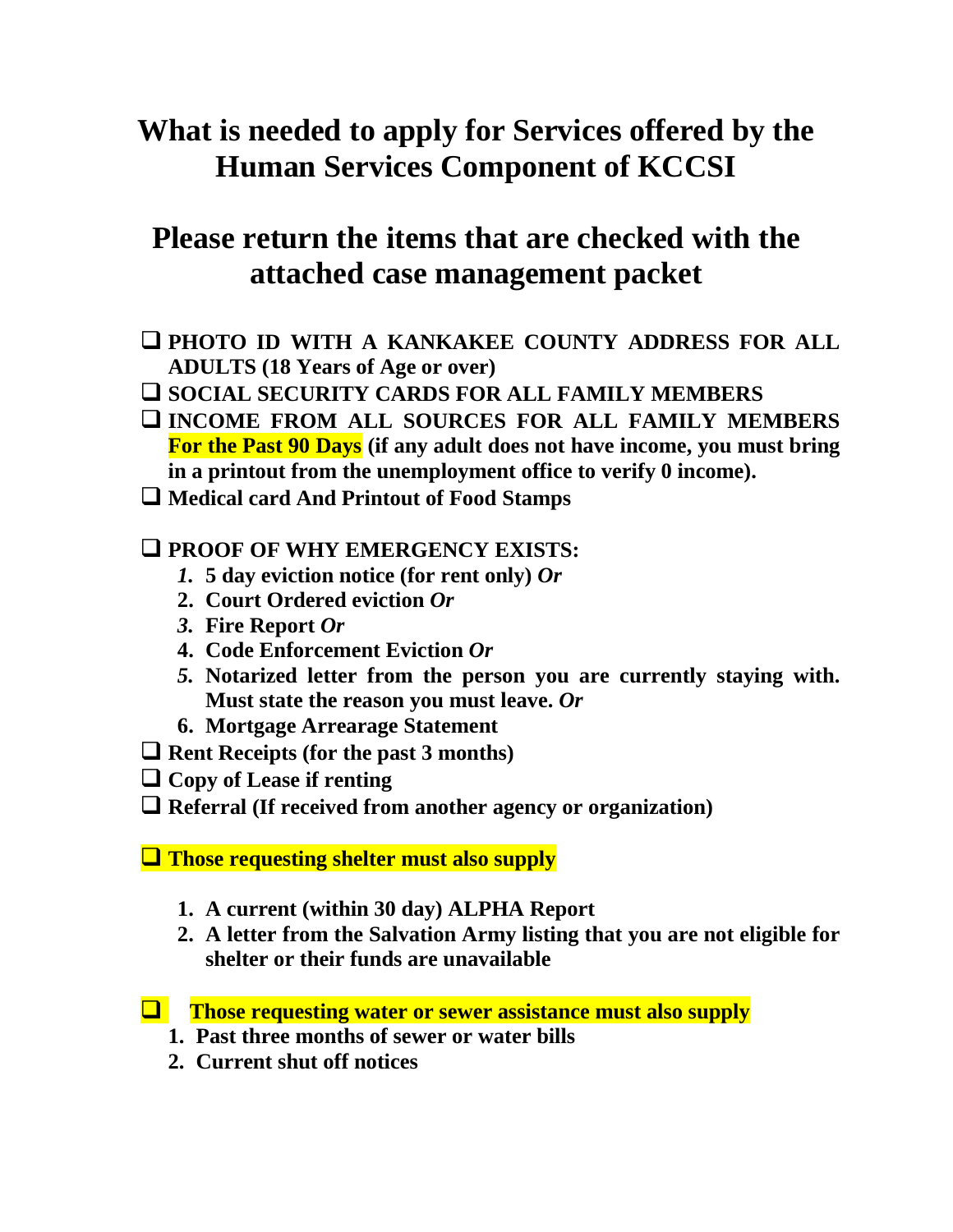# What is needed to apply for Services offered by the Human Services Component of KCCSI

# Please return the items that are checked with the attached case management packet

- ☐ **PHOTO ID WITH A KANKAKEE COUNTY ADDRESS FOR ALL ADULTS (18 Years of Age or over)**
- ☐ **SOCIAL SECURITY CARDS FOR ALL FAMILY MEMBERS**
- ☐ **INCOME FROM ALL SOURCES FOR ALL FAMILY MEMBERS For the Past 90 Days (if any adult does not have income, you must bring in a printout from the unemployment office to verify 0 income).**
- ☐ **Medical card And Printout of Food Stamps**

- ☐ **PROOF OF WHY EMERGENCY EXISTS:**
  1. **5 day eviction notice (for rent only)** ***Or***
  2. **Court Ordered eviction** ***Or***
  3. **Fire Report** ***Or***
  4. **Code Enforcement Eviction** ***Or***
  5. **Notarized letter from the person you are currently staying with. Must state the reason you must leave.** ***Or***
  6. **Mortgage Arrearage Statement**
- ☐ **Rent Receipts (for the past 3 months)**
- ☐ **Copy of Lease if renting**
- ☐ **Referral (If received from another agency or organization)**

☐ **Those requesting shelter must also supply**

1. **A current (within 30 day) ALPHA Report**
2. **A letter from the Salvation Army listing that you are not eligible for shelter or their funds are unavailable**

☐ **Those requesting water or sewer assistance must also supply**

1. **Past three months of sewer or water bills**
2. **Current shut off notices**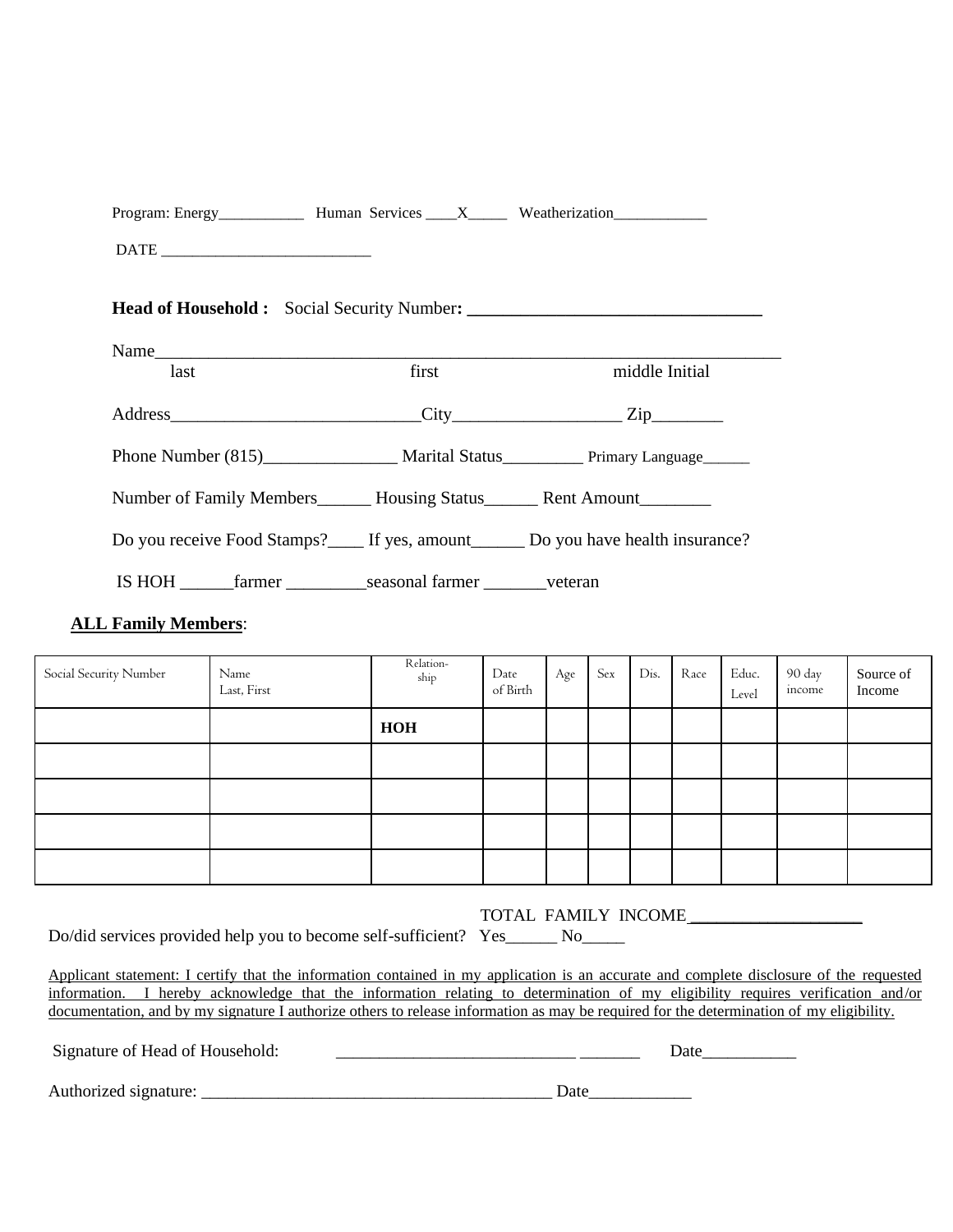Program: Energy___________ Human Services ____X_____ Weatherization____________

DATE ___________________________

**Head of Household :** Social Security Number**: _________________________________**

Name_________________________________________________________________________
last first middle Initial

Address____________________________City___________________ Zip________

Phone Number (815)_______________ Marital Status_________ Primary Language______

Number of Family Members______ Housing Status______ Rent Amount________

Do you receive Food Stamps?____ If yes, amount______ Do you have health insurance?

IS HOH ______farmer _________seasonal farmer _______veteran

**ALL Family Members**:

| Social Security Number | Name Last, First | Relation-ship | Date of Birth | Age | Sex | Dis. | Race | Educ. Level | 90 day income | Source of Income |
|---|---|---|---|---|---|---|---|---|---|---|
| | | **HOH** | | | | | | | | |
| | | | | | | | | | | |
| | | | | | | | | | | |
| | | | | | | | | | | |
| | | | | | | | | | | |

TOTAL FAMILY INCOME____________________

Do/did services provided help you to become self-sufficient? Yes______ No_____

Applicant statement: I certify that the information contained in my application is an accurate and complete disclosure of the requested information. I hereby acknowledge that the information relating to determination of my eligibility requires verification and/or documentation, and by my signature I authorize others to release information as may be required for the determination of my eligibility.

Signature of Head of Household: ____________________________ _______ Date___________

Authorized signature: __________________________________________ Date____________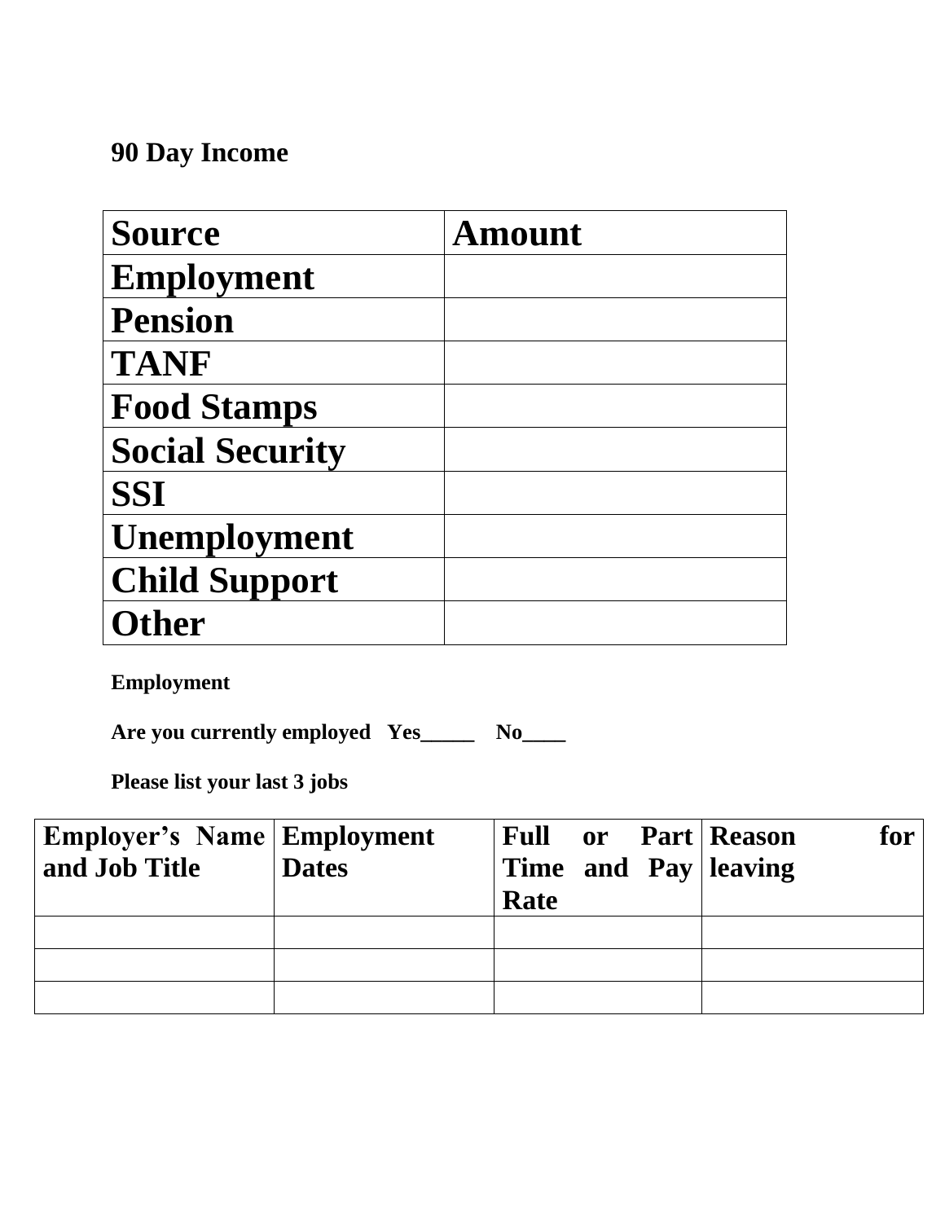**90 Day Income**

| Source | Amount |
|---|---|
| Employment | |
| Pension | |
| TANF | |
| Food Stamps | |
| Social Security | |
| SSI | |
| Unemployment | |
| Child Support | |
| Other | |

**Employment**

**Are you currently employed Yes_____ No____**

**Please list your last 3 jobs**

| Employer's Name and Job Title | Employment Dates | Full or Part Time and Pay Rate | Reason for leaving |
|---|---|---|---|
| | | | |
| | | | |
| | | | |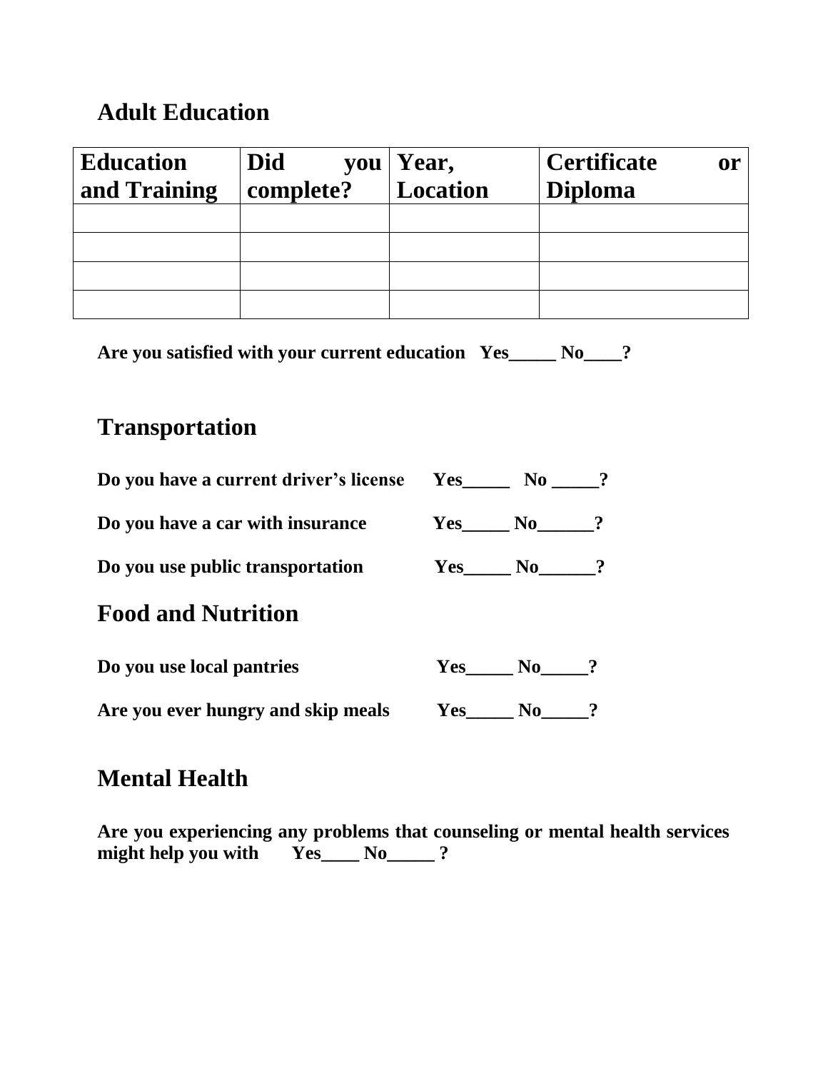## Adult Education

| Education and Training | Did you complete? | Year, Location | Certificate or Diploma |
|---|---|---|---|
| | | | |
| | | | |
| | | | |
| | | | |

**Are you satisfied with your current education Yes_____ No____?**

## Transportation

**Do you have a current driver's license Yes_____ No _____?**

**Do you have a car with insurance Yes_____ No______?**

**Do you use public transportation Yes_____ No______?**

## Food and Nutrition

**Do you use local pantries Yes_____ No_____?**

**Are you ever hungry and skip meals Yes_____ No_____?**

## Mental Health

**Are you experiencing any problems that counseling or mental health services might help you with Yes____ No_____ ?**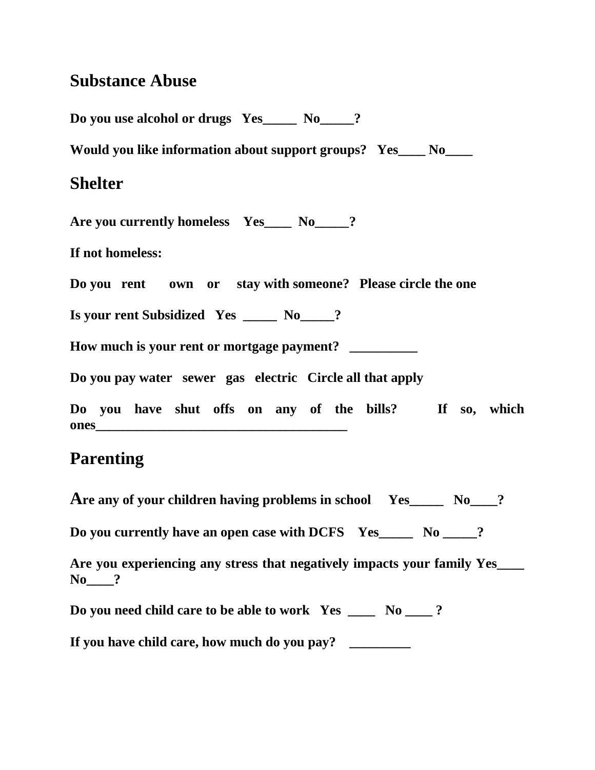## Substance Abuse

**Do you use alcohol or drugs Yes_____ No_____?**

**Would you like information about support groups? Yes____ No____**

## Shelter

**Are you currently homeless Yes____ No_____?**

**If not homeless:**

**Do you rent own or stay with someone? Please circle the one**

**Is your rent Subsidized Yes _____ No_____?**

**How much is your rent or mortgage payment? __________**

**Do you pay water sewer gas electric Circle all that apply**

**Do you have shut offs on any of the bills? If so, which ones______________________________________**

## Parenting

**Are any of your children having problems in school Yes_____ No____?**

**Do you currently have an open case with DCFS Yes_____ No _____?**

**Are you experiencing any stress that negatively impacts your family Yes____ No____?**

**Do you need child care to be able to work Yes ____ No ____ ?**

**If you have child care, how much do you pay? _________**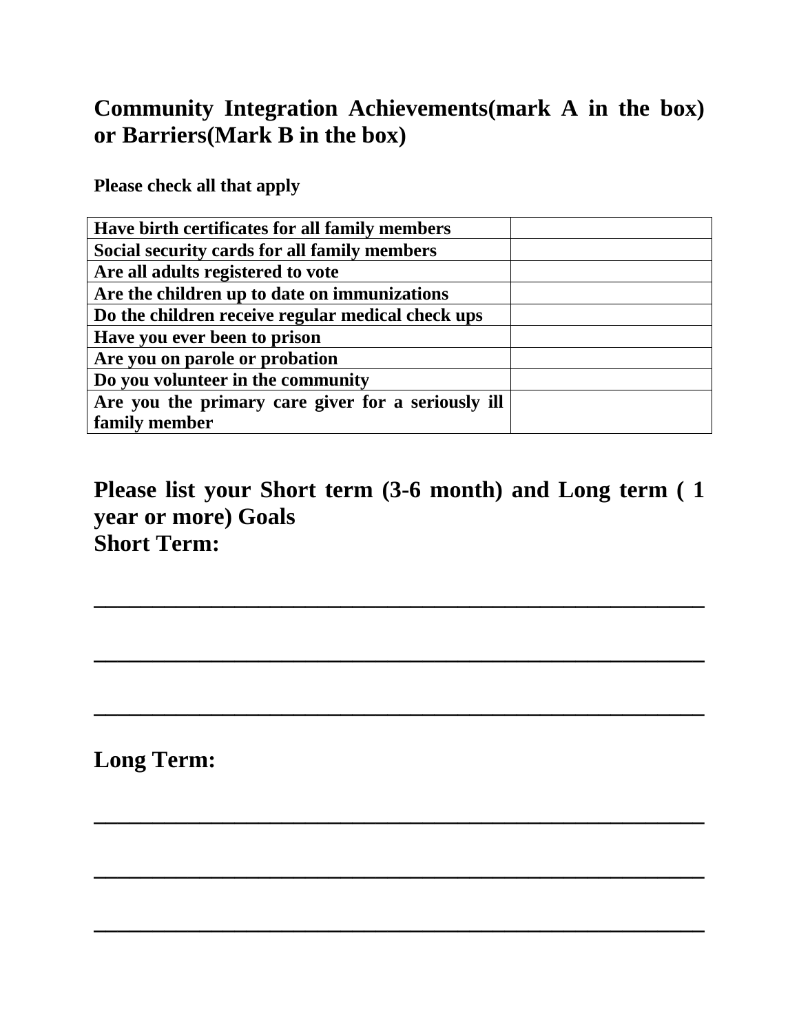## Community Integration Achievements(mark A in the box) or Barriers(Mark B in the box)

**Please check all that apply**

| | |
|---|---|
| **Have birth certificates for all family members** | |
| **Social security cards for all family members** | |
| **Are all adults registered to vote** | |
| **Are the children up to date on immunizations** | |
| **Do the children receive regular medical check ups** | |
| **Have you ever been to prison** | |
| **Are you on parole or probation** | |
| **Do you volunteer in the community** | |
| **Are you the primary care giver for a seriously ill family member** | |

## Please list your Short term (3-6 month) and Long term ( 1 year or more) Goals

**Short Term:**

______________________________________________

______________________________________________

______________________________________________

**Long Term:**

______________________________________________

______________________________________________

______________________________________________